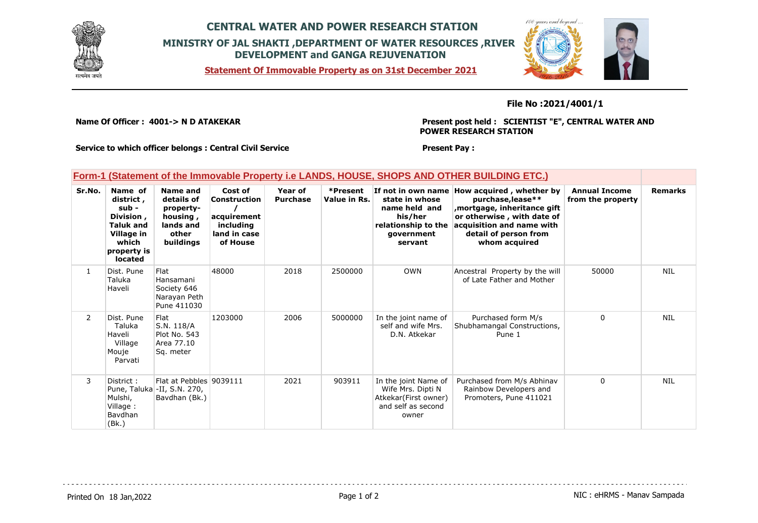# CENTRAL WATER AND POWER RESEARCH STATION

## MINISTRY OF JAL SHAKTI ,DEPARTMENT OF WATER RESOURCES ,RIVER DEVELOPMENT and GANGA REJUVENATION

**Statement Of Immovable Property as on 31st December 2021**

**File No :2021/4001/1**

**Name Of Officer : 4001-> N D ATAKEKAR**

**Present post held : SCIENTIST "E", CENTRAL WATER AND POWER RESEARCH STATION**

**Service to which officer belongs : Central Civil Service**

**Present Pay :**

### Form-1 (Statement of the Immovable Property i.e LANDS, HOUSE, SHOPS AND OTHER BUILDING ETC.)

| Sr.No. | Name of district , sub - Division , Taluk and Village in which property is located | Name and details of property-housing , lands and other buildings | Cost of Construction / acquirement including land in case of House | Year of Purchase | *Present Value in Rs. | If not in own name state in whose name held and his/her relationship to the government servant | How acquired , whether by purchase,lease** ,mortgage, inheritance gift or otherwise , with date of acquisition and name with detail of person from whom acquired | Annual Income from the property | Remarks |
|---|---|---|---|---|---|---|---|---|---|
| 1 | Dist. Pune Taluka Haveli | Flat Hansamani Society 646 Narayan Peth Pune 411030 | 48000 | 2018 | 2500000 | OWN | Ancestral Property by the will of Late Father and Mother | 50000 | NIL |
| 2 | Dist. Pune Taluka Haveli Village Mouje Parvati | Flat S.N. 118/A Plot No. 543 Area 77.10 Sq. meter | 1203000 | 2006 | 5000000 | In the joint name of self and wife Mrs. D.N. Atkekar | Purchased form M/s Shubhamangal Constructions, Pune 1 | 0 | NIL |
| 3 | District : Pune, Taluka Mulshi, Village : Bavdhan (Bk.) | Flat at Pebbles -II, S.N. 270, Bavdhan (Bk.) | 9039111 | 2021 | 903911 | In the joint Name of Wife Mrs. Dipti N Atkekar(First owner) and self as second owner | Purchased from M/s Abhinav Rainbow Developers and Promoters, Pune 411021 | 0 | NIL |

Printed On 18 Jan,2022

NIC : eHRMS - Manav Sampada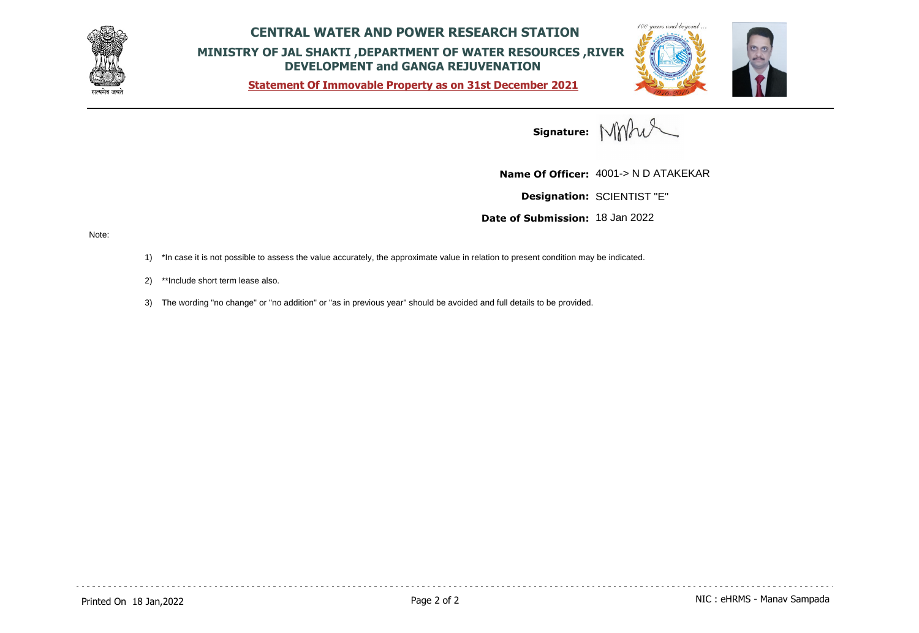# CENTRAL WATER AND POWER RESEARCH STATION

## MINISTRY OF JAL SHAKTI ,DEPARTMENT OF WATER RESOURCES ,RIVER DEVELOPMENT and GANGA REJUVENATION

**Statement Of Immovable Property as on 31st December 2021**

**Signature:**

**Name Of Officer:** 4001-> N D ATAKEKAR

**Designation:** SCIENTIST "E"

**Date of Submission:** 18 Jan 2022

Note:

1) *In case it is not possible to assess the value accurately, the approximate value in relation to present condition may be indicated.

2) **Include short term lease also.

3) The wording "no change" or "no addition" or "as in previous year" should be avoided and full details to be provided.